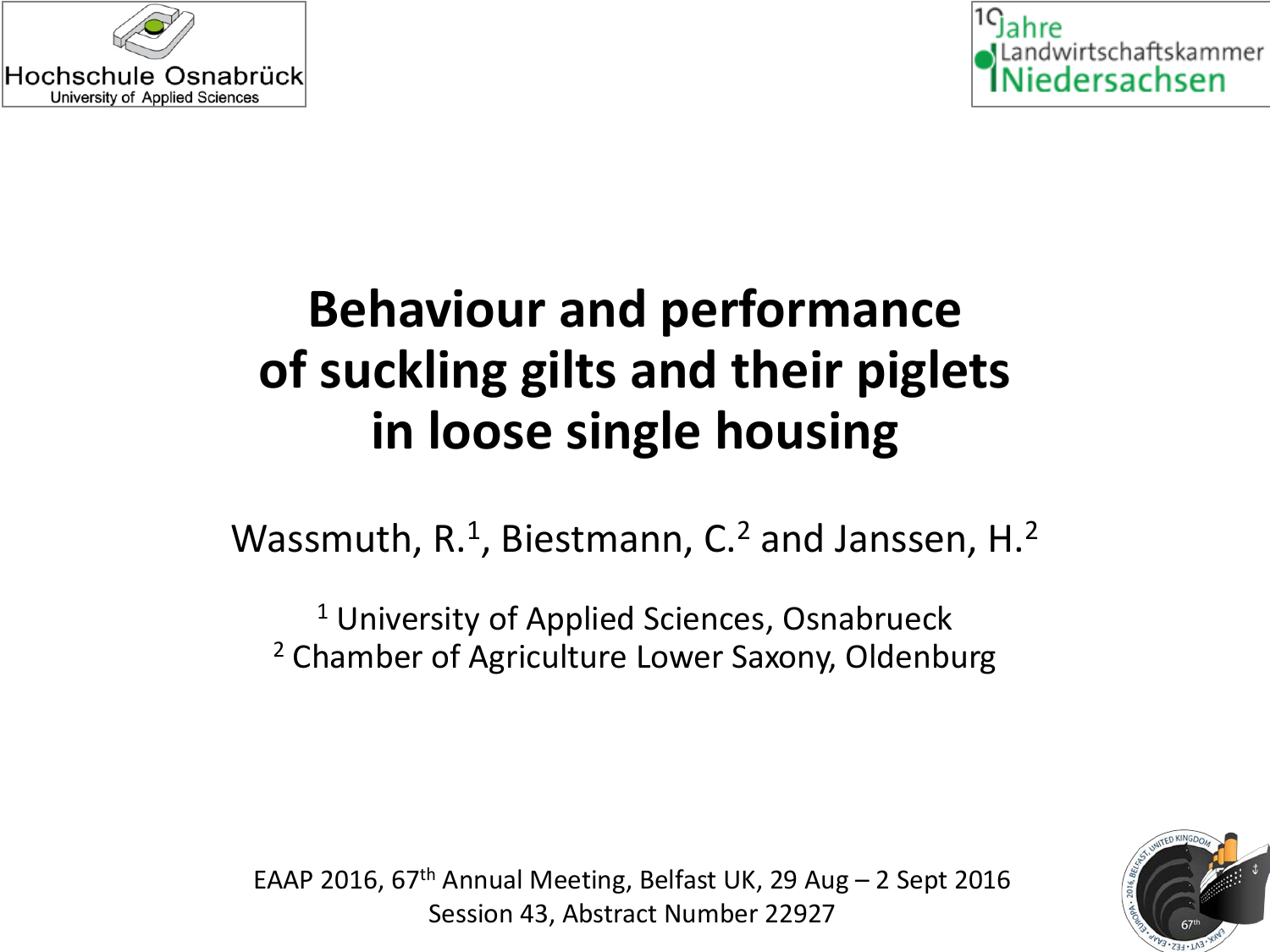Hochschule Osnabrück
University of Applied Sciences

10 Jahre Landwirtschaftskammer Niedersachsen

# Behaviour and performance of suckling gilts and their piglets in loose single housing

Wassmuth, R.[1], Biestmann, C.[2] and Janssen, H.[2]

[1] University of Applied Sciences, Osnabrueck
[2] Chamber of Agriculture Lower Saxony, Oldenburg

EAAP 2016, 67th Annual Meeting, Belfast UK, 29 Aug – 2 Sept 2016
Session 43, Abstract Number 22927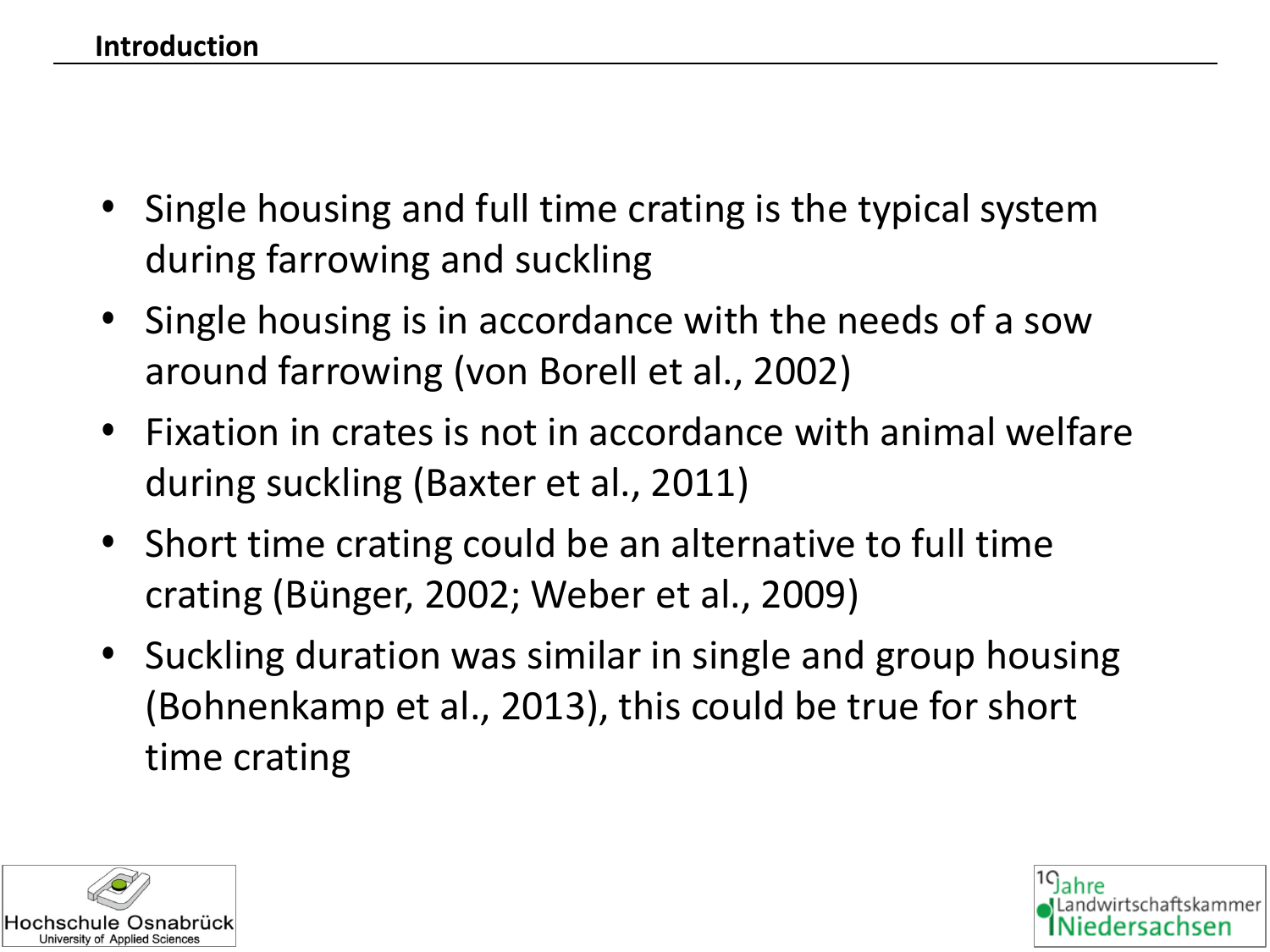## Introduction

- Single housing and full time crating is the typical system during farrowing and suckling
- Single housing is in accordance with the needs of a sow around farrowing (von Borell et al., 2002)
- Fixation in crates is not in accordance with animal welfare during suckling (Baxter et al., 2011)
- Short time crating could be an alternative to full time crating (Bünger, 2002; Weber et al., 2009)
- Suckling duration was similar in single and group housing (Bohnenkamp et al., 2013), this could be true for short time crating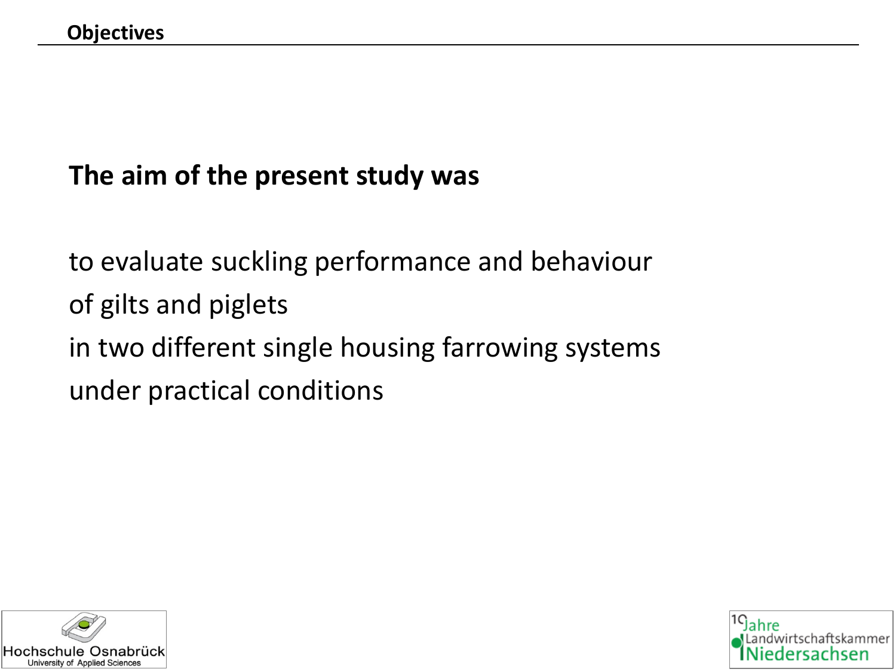## Objectives

**The aim of the present study was**

to evaluate suckling performance and behaviour
of gilts and piglets
in two different single housing farrowing systems
under practical conditions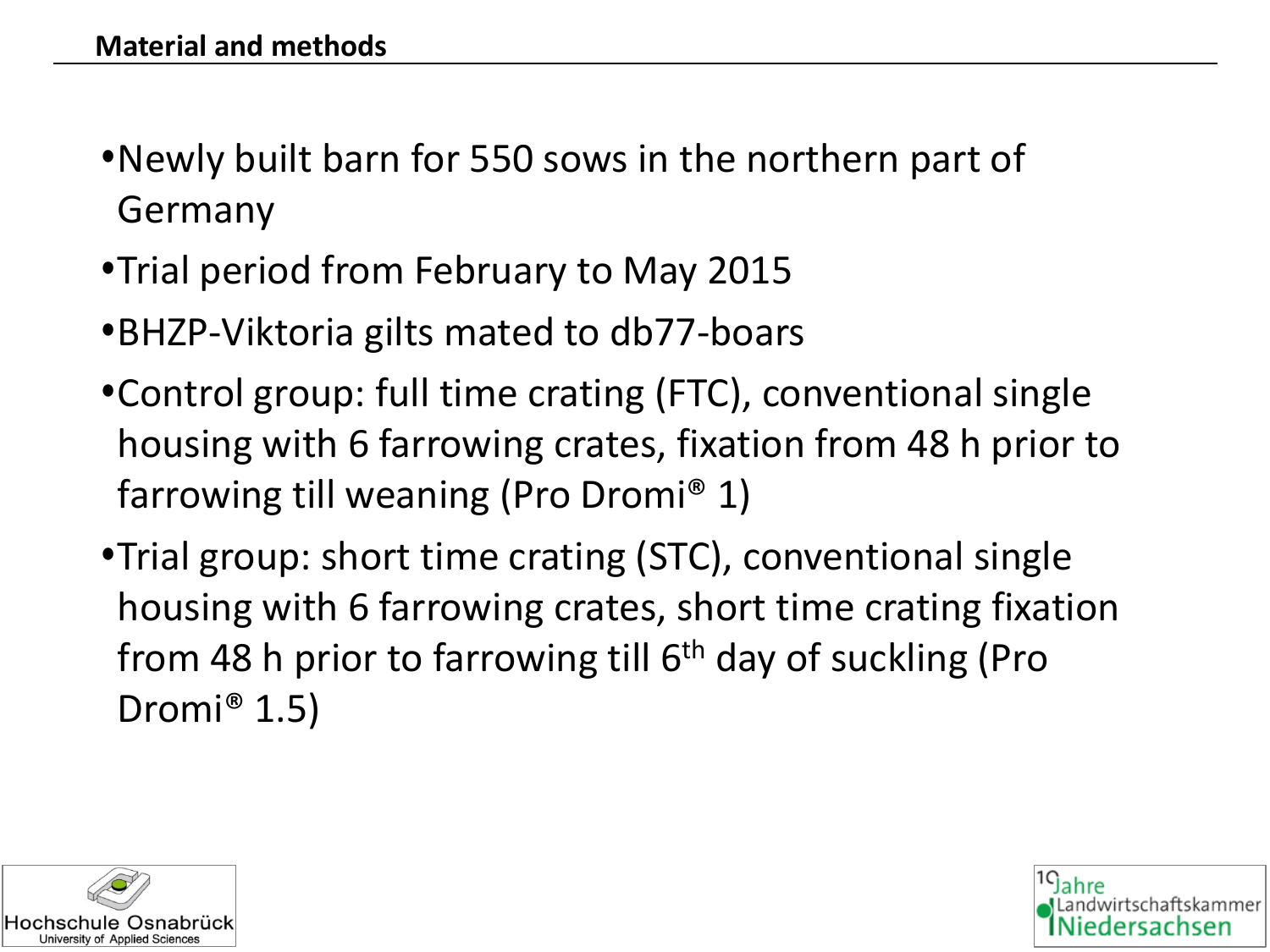## Material and methods

- Newly built barn for 550 sows in the northern part of Germany
- Trial period from February to May 2015
- BHZP-Viktoria gilts mated to db77-boars
- Control group: full time crating (FTC), conventional single housing with 6 farrowing crates, fixation from 48 h prior to farrowing till weaning (Pro Dromi® 1)
- Trial group: short time crating (STC), conventional single housing with 6 farrowing crates, short time crating fixation from 48 h prior to farrowing till 6th day of suckling (Pro Dromi® 1.5)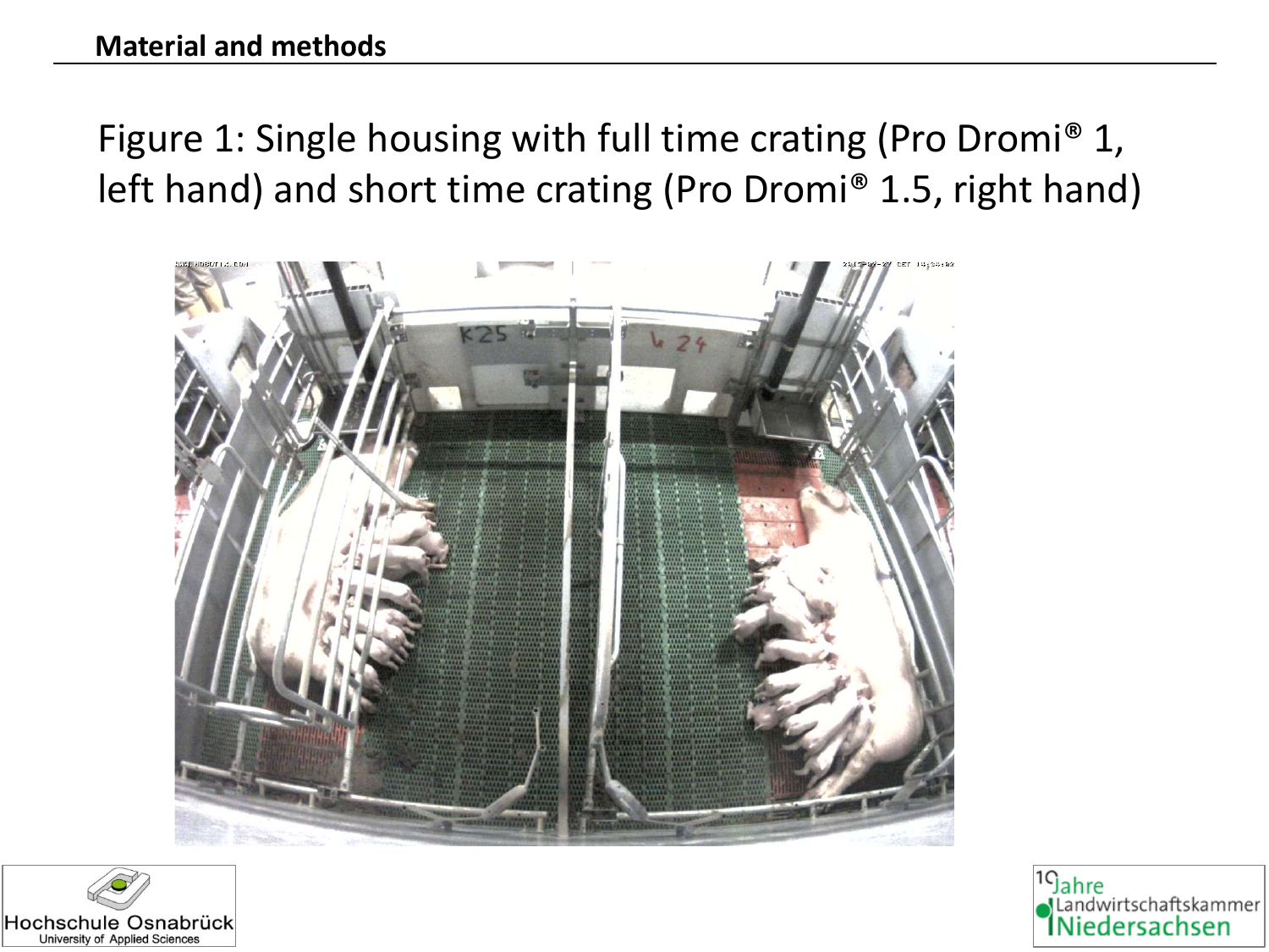## Material and methods

Figure 1: Single housing with full time crating (Pro Dromi® 1, left hand) and short time crating (Pro Dromi® 1.5, right hand)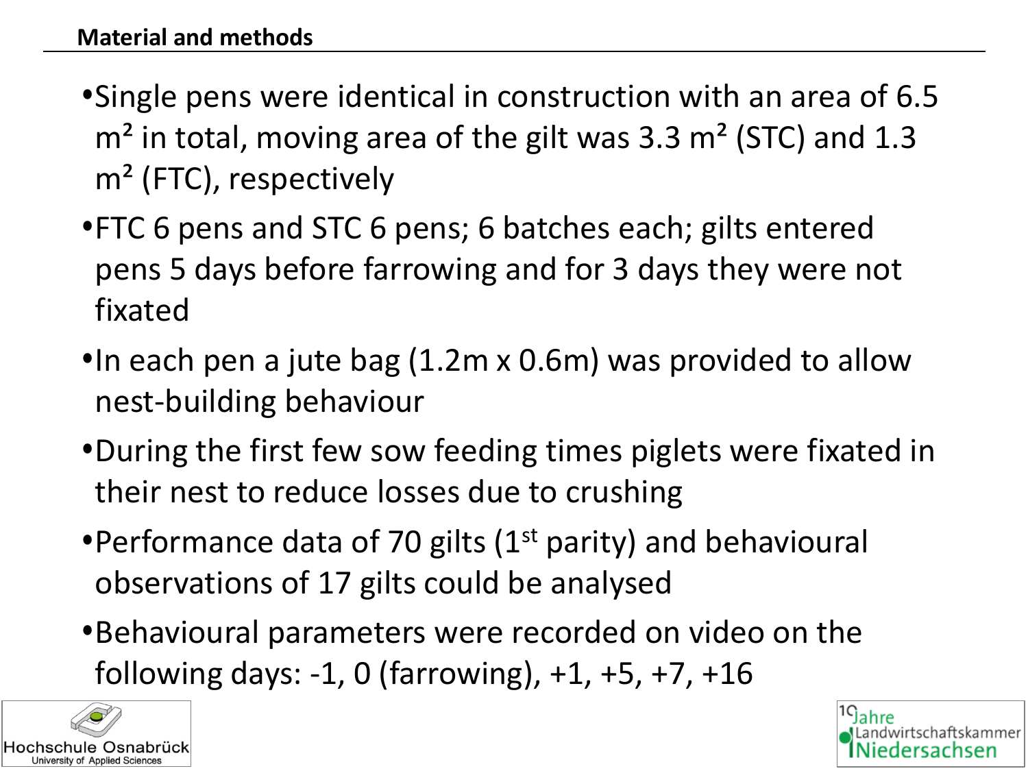## Material and methods

- Single pens were identical in construction with an area of 6.5 m² in total, moving area of the gilt was 3.3 m² (STC) and 1.3 m² (FTC), respectively
- FTC 6 pens and STC 6 pens; 6 batches each; gilts entered pens 5 days before farrowing and for 3 days they were not fixated
- In each pen a jute bag (1.2m x 0.6m) was provided to allow nest-building behaviour
- During the first few sow feeding times piglets were fixated in their nest to reduce losses due to crushing
- Performance data of 70 gilts (1st parity) and behavioural observations of 17 gilts could be analysed
- Behavioural parameters were recorded on video on the following days: -1, 0 (farrowing), +1, +5, +7, +16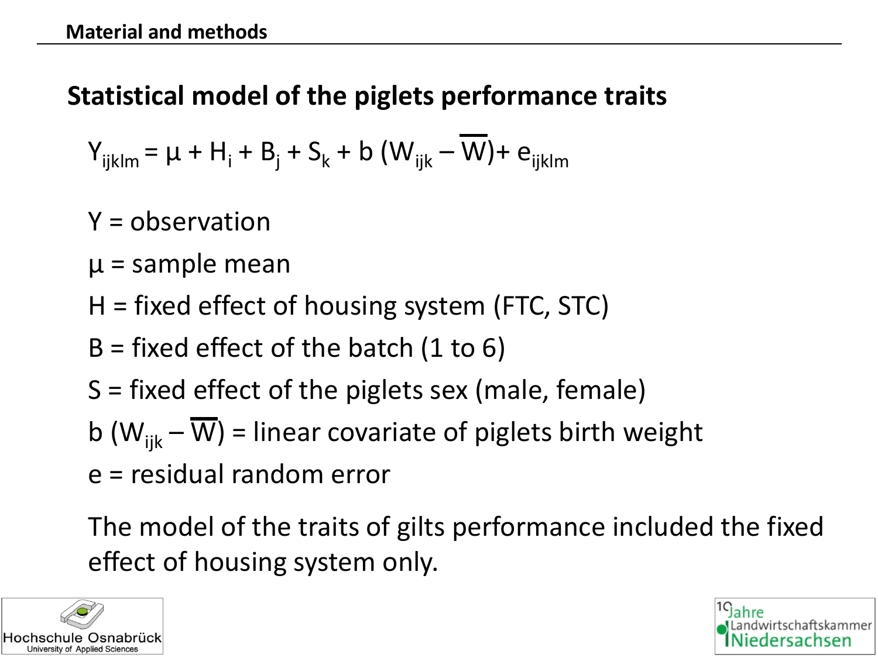## Material and methods

### Statistical model of the piglets performance traits

$$Y_{ijklm} = \mu + H_i + B_j + S_k + b\,(W_{ijk} - \overline{W}) + e_{ijklm}$$

$Y$ = observation

$\mu$ = sample mean

$H$ = fixed effect of housing system (FTC, STC)

$B$ = fixed effect of the batch (1 to 6)

$S$ = fixed effect of the piglets sex (male, female)

$b\,(W_{ijk} - \overline{W})$ = linear covariate of piglets birth weight

$e$ = residual random error

The model of the traits of gilts performance included the fixed effect of housing system only.

Hochschule Osnabrück University of Applied Sciences

10 Jahre Landwirtschaftskammer Niedersachsen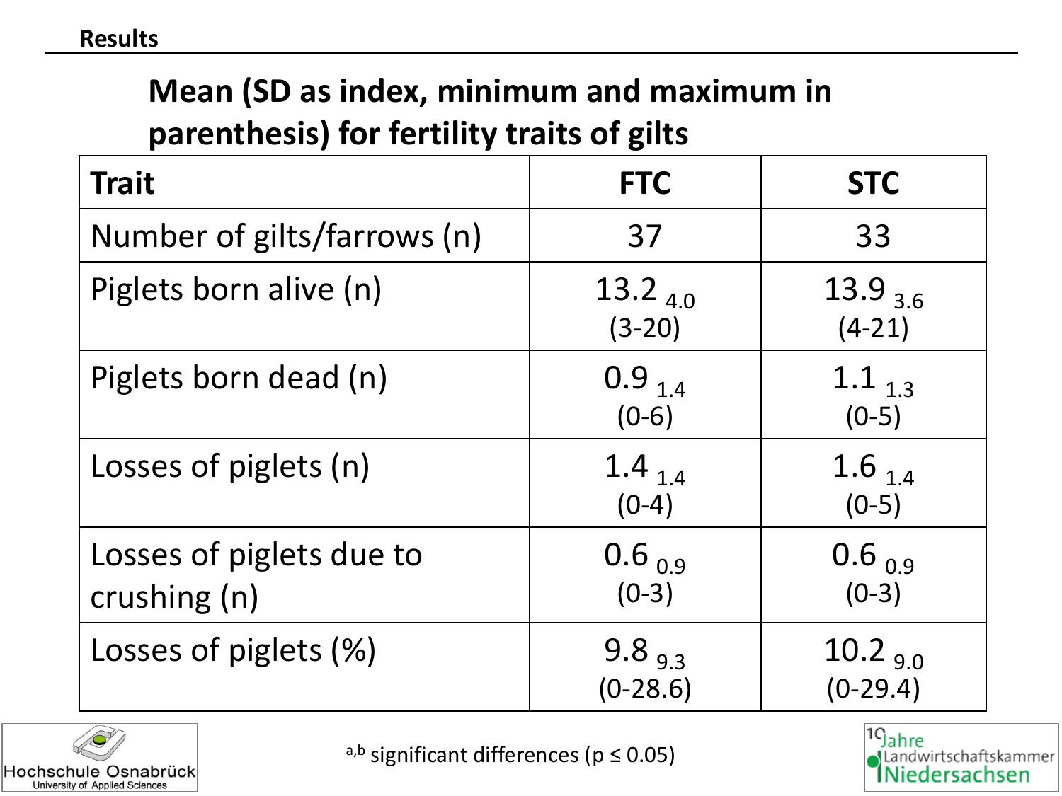**Results**

## Mean (SD as index, minimum and maximum in parenthesis) for fertility traits of gilts

| Trait | FTC | STC |
|---|---|---|
| Number of gilts/farrows (n) | 37 | 33 |
| Piglets born alive (n) | $13.2_{4.0}$ (3-20) | $13.9_{3.6}$ (4-21) |
| Piglets born dead (n) | $0.9_{1.4}$ (0-6) | $1.1_{1.3}$ (0-5) |
| Losses of piglets (n) | $1.4_{1.4}$ (0-4) | $1.6_{1.4}$ (0-5) |
| Losses of piglets due to crushing (n) | $0.6_{0.9}$ (0-3) | $0.6_{0.9}$ (0-3) |
| Losses of piglets (%) | $9.8_{9.3}$ (0-28.6) | $10.2_{9.0}$ (0-29.4) |

[a,b] significant differences ($p \leq 0.05$)

Hochschule Osnabrück
University of Applied Sciences

10 Jahre Landwirtschaftskammer Niedersachsen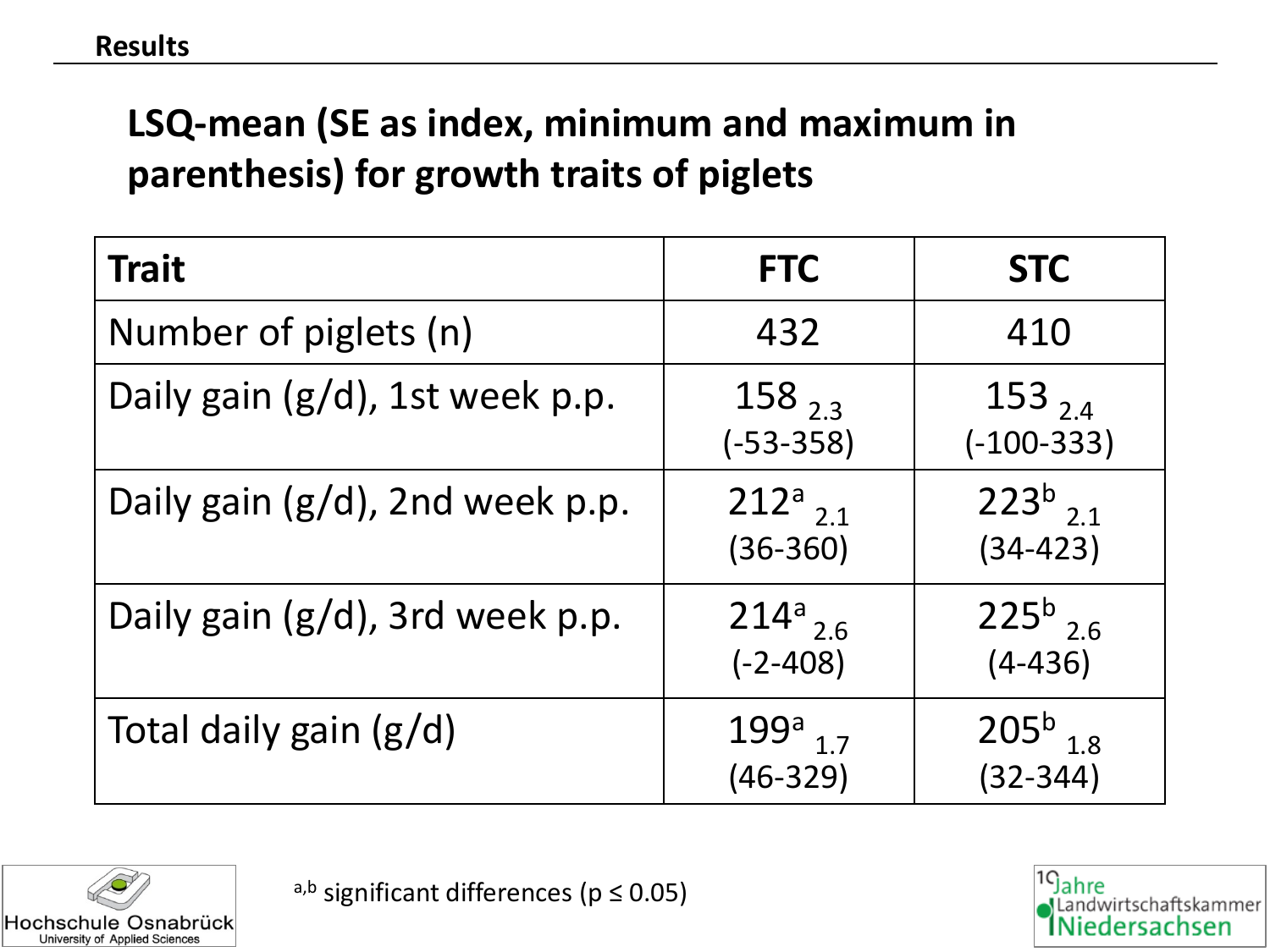**Results**

## LSQ-mean (SE as index, minimum and maximum in parenthesis) for growth traits of piglets

| Trait | FTC | STC |
|---|---|---|
| Number of piglets (n) | 432 | 410 |
| Daily gain (g/d), 1st week p.p. | $158_{2.3}$ (-53-358) | $153_{2.4}$ (-100-333) |
| Daily gain (g/d), 2nd week p.p. | $212^{a}_{2.1}$ (36-360) | $223^{b}_{2.1}$ (34-423) |
| Daily gain (g/d), 3rd week p.p. | $214^{a}_{2.6}$ (-2-408) | $225^{b}_{2.6}$ (4-436) |
| Total daily gain (g/d) | $199^{a}_{1.7}$ (46-329) | $205^{b}_{1.8}$ (32-344) |

[a,b] significant differences ($p \leq 0.05$)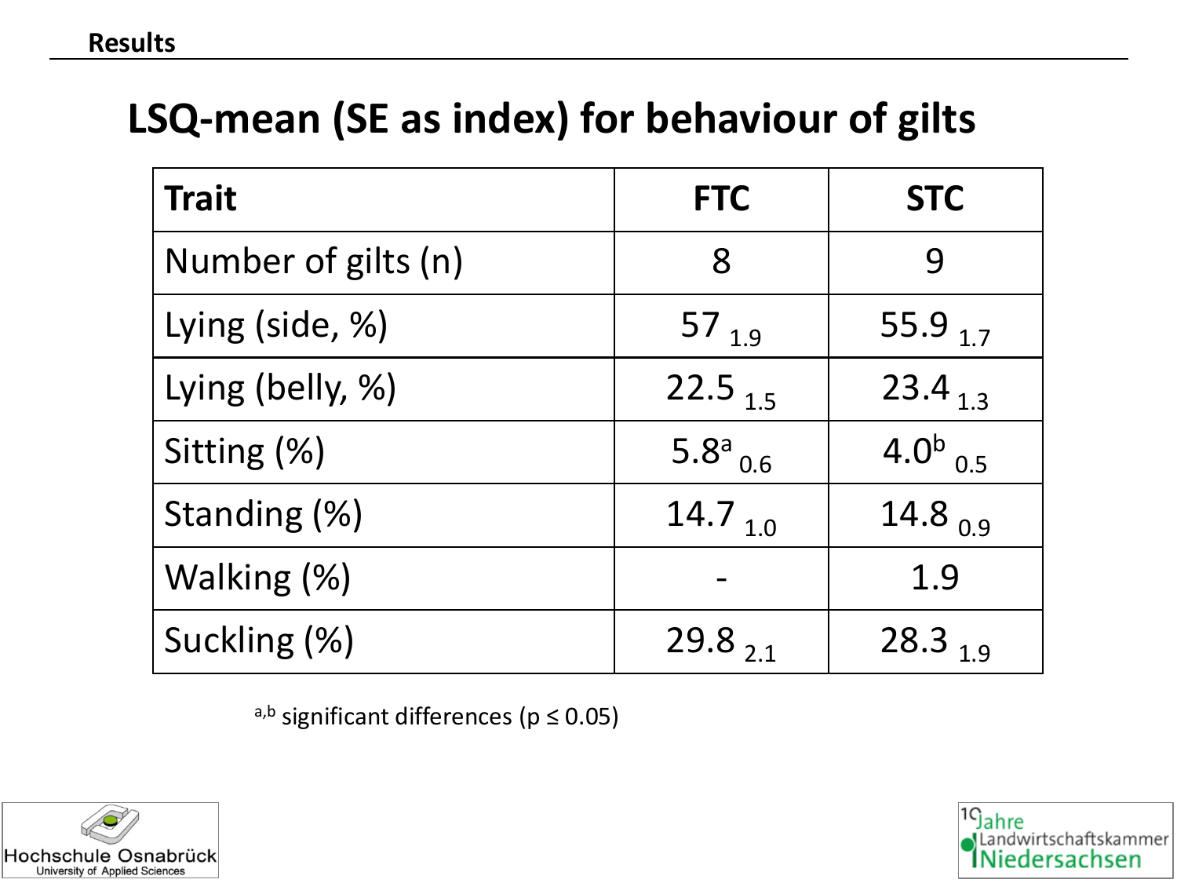**Results**

## LSQ-mean (SE as index) for behaviour of gilts

| Trait | FTC | STC |
|---|---|---|
| Number of gilts (n) | 8 | 9 |
| Lying (side, %) | $57_{1.9}$ | $55.9_{1.7}$ |
| Lying (belly, %) | $22.5_{1.5}$ | $23.4_{1.3}$ |
| Sitting (%) | $5.8^{a}_{0.6}$ | $4.0^{b}_{0.5}$ |
| Standing (%) | $14.7_{1.0}$ | $14.8_{0.9}$ |
| Walking (%) | - | 1.9 |
| Suckling (%) | $29.8_{2.1}$ | $28.3_{1.9}$ |

[a,b] significant differences ($p \leq 0.05$)

Hochschule Osnabrück
University of Applied Sciences

10 Jahre Landwirtschaftskammer Niedersachsen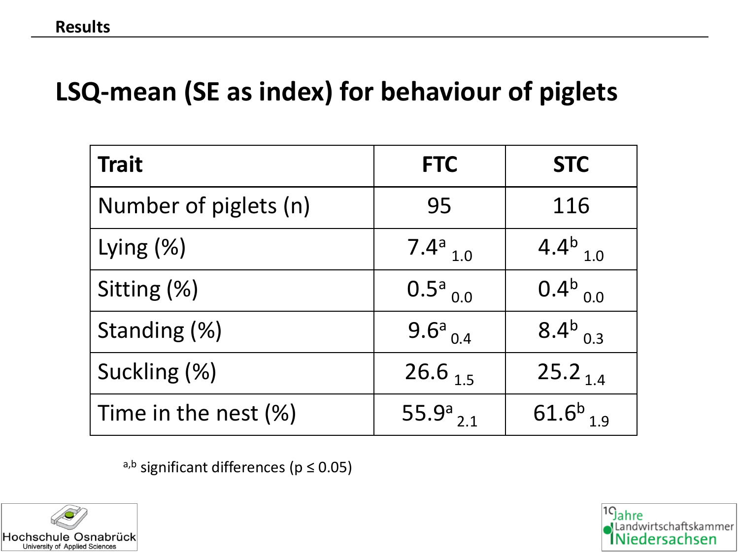**Results**

# LSQ-mean (SE as index) for behaviour of piglets

| Trait | FTC | STC |
|---|---|---|
| Number of piglets (n) | 95 | 116 |
| Lying (%) | $7.4^{a}_{\ 1.0}$ | $4.4^{b}_{\ 1.0}$ |
| Sitting (%) | $0.5^{a}_{\ 0.0}$ | $0.4^{b}_{\ 0.0}$ |
| Standing (%) | $9.6^{a}_{\ 0.4}$ | $8.4^{b}_{\ 0.3}$ |
| Suckling (%) | $26.6_{\ 1.5}$ | $25.2_{\ 1.4}$ |
| Time in the nest (%) | $55.9^{a}_{\ 2.1}$ | $61.6^{b}_{\ 1.9}$ |

[a,b] significant differences ($p \leq 0.05$)

Hochschule Osnabrück
University of Applied Sciences

10 Jahre Landwirtschaftskammer Niedersachsen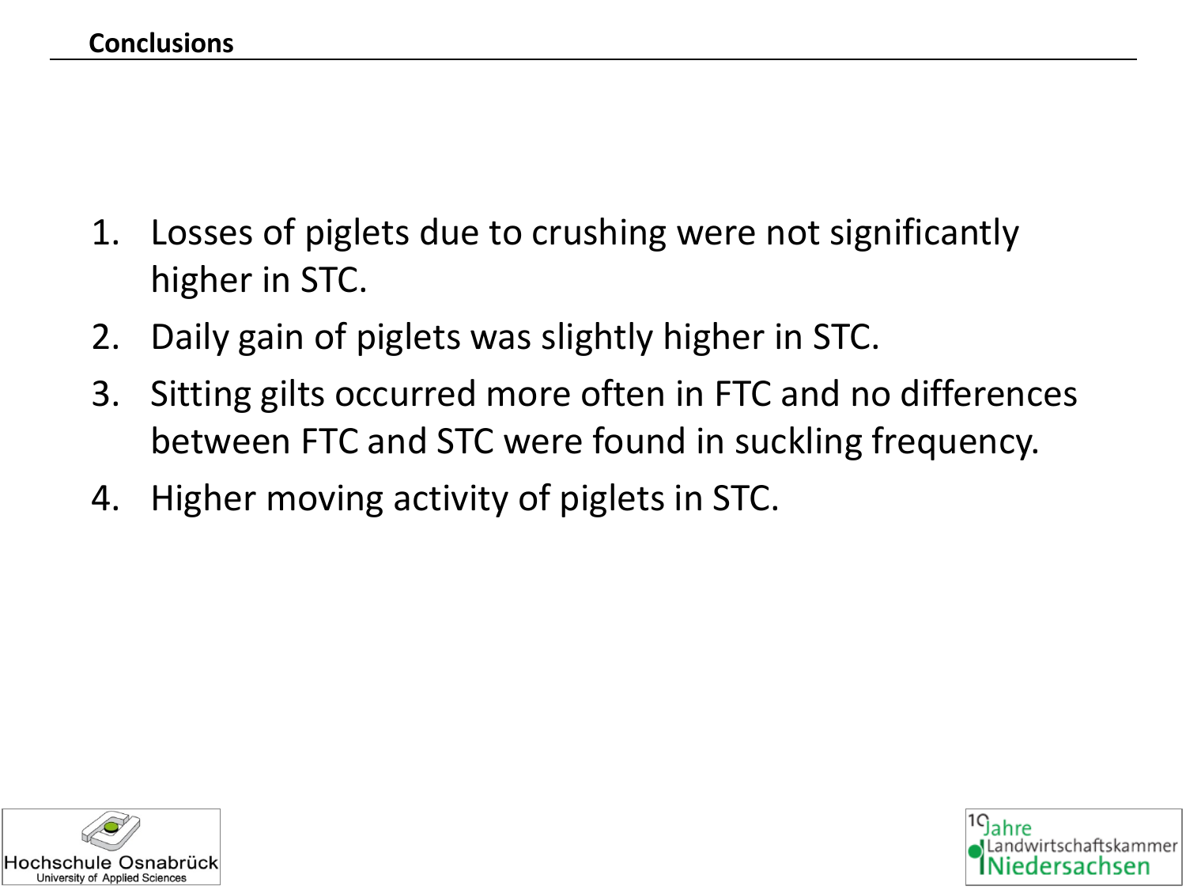## Conclusions

1. Losses of piglets due to crushing were not significantly higher in STC.
2. Daily gain of piglets was slightly higher in STC.
3. Sitting gilts occurred more often in FTC and no differences between FTC and STC were found in suckling frequency.
4. Higher moving activity of piglets in STC.

Hochschule Osnabrück
University of Applied Sciences

10 Jahre Landwirtschaftskammer Niedersachsen